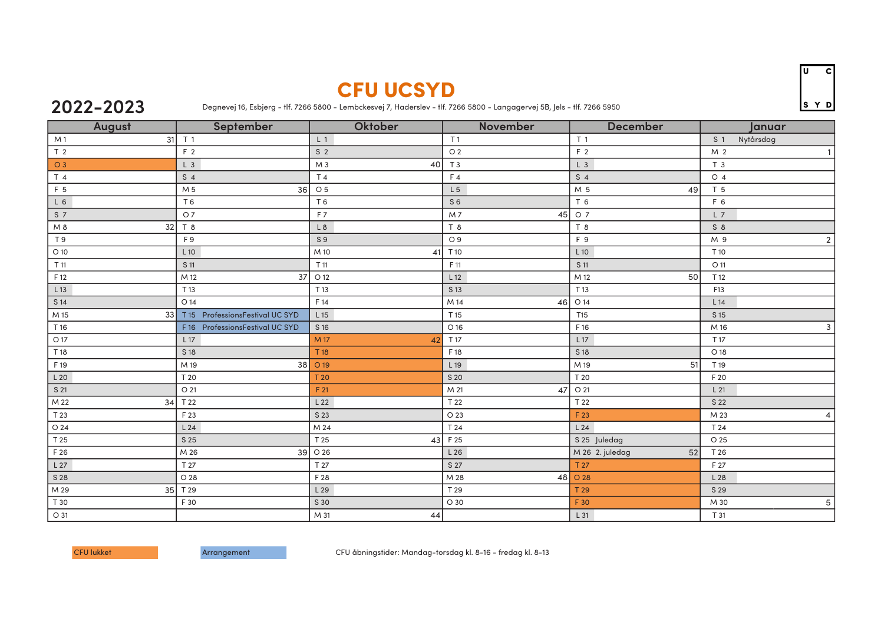# CFU UCSYD

## 2022-2023

Degnevej 16, Esbjerg - tlf. 7266 5800 - Lembckesvej 7, Haderslev - tlf. 7266 5800 - Langagervej 5B, Jels - tlf. 7266 5950

| August | | September | | Oktober | | November | | December | | Januar | |
|---|---|---|---|---|---|---|---|---|---|---|---|
| M 1 | 31 | T 1 | | L 1 | | T 1 | | T 1 | | S 1 Nytårsdag | |
| T 2 | | F 2 | | S 2 | | O 2 | | F 2 | | M 2 | 1 |
| O 3 | | L 3 | | M 3 | 40 | T 3 | | L 3 | | T 3 | |
| T 4 | | S 4 | | T 4 | | F 4 | | S 4 | | O 4 | |
| F 5 | | M 5 | 36 | O 5 | | L 5 | | M 5 | 49 | T 5 | |
| L 6 | | T 6 | | T 6 | | S 6 | | T 6 | | F 6 | |
| S 7 | | O 7 | | F 7 | | M 7 | 45 | O 7 | | L 7 | |
| M 8 | 32 | T 8 | | L 8 | | T 8 | | T 8 | | S 8 | |
| T 9 | | F 9 | | S 9 | | O 9 | | F 9 | | M 9 | 2 |
| O 10 | | L 10 | | M 10 | 41 | T 10 | | L 10 | | T 10 | |
| T 11 | | S 11 | | T 11 | | F 11 | | S 11 | | O 11 | |
| F 12 | | M 12 | 37 | O 12 | | L 12 | | M 12 | 50 | T 12 | |
| L 13 | | T 13 | | T 13 | | S 13 | | T 13 | | F13 | |
| S 14 | | O 14 | | F 14 | | M 14 | 46 | O 14 | | L 14 | |
| M 15 | 33 | T 15 ProfessionsFestival UC SYD | | L 15 | | T 15 | | T15 | | S 15 | |
| T 16 | | F 16 ProfessionsFestival UC SYD | | S 16 | | O 16 | | F 16 | | M 16 | 3 |
| O 17 | | L 17 | | M 17 | 42 | T 17 | | L 17 | | T 17 | |
| T 18 | | S 18 | | T 18 | | F 18 | | S 18 | | O 18 | |
| F 19 | | M 19 | 38 | O 19 | | L 19 | | M 19 | 51 | T 19 | |
| L 20 | | T 20 | | T 20 | | S 20 | | T 20 | | F 20 | |
| S 21 | | O 21 | | F 21 | | M 21 | 47 | O 21 | | L 21 | |
| M 22 | 34 | T 22 | | L 22 | | T 22 | | T 22 | | S 22 | |
| T 23 | | F 23 | | S 23 | | O 23 | | F 23 | | M 23 | 4 |
| O 24 | | L 24 | | M 24 | | T 24 | | L 24 | | T 24 | |
| T 25 | | S 25 | | T 25 | 43 | F 25 | | S 25 Juledag | | O 25 | |
| F 26 | | M 26 | 39 | O 26 | | L 26 | | M 26 2. juledag | 52 | T 26 | |
| L 27 | | T 27 | | T 27 | | S 27 | | T 27 | | F 27 | |
| S 28 | | O 28 | | F 28 | | M 28 | 48 | O 28 | | L 28 | |
| M 29 | 35 | T 29 | | L 29 | | T 29 | | T 29 | | S 29 | |
| T 30 | | F 30 | | S 30 | | O 30 | | F 30 | | M 30 | 5 |
| O 31 | | | | M 31 | 44 | | | L 31 | | T 31 | |

CFU lukket: August 3; Oktober 17–21; December 23, 27–30.

Arrangement: September 15–16 (ProfessionsFestival UC SYD).

CFU lukket | Arrangement

CFU åbningstider: Mandag-torsdag kl. 8-16 - fredag kl. 8-13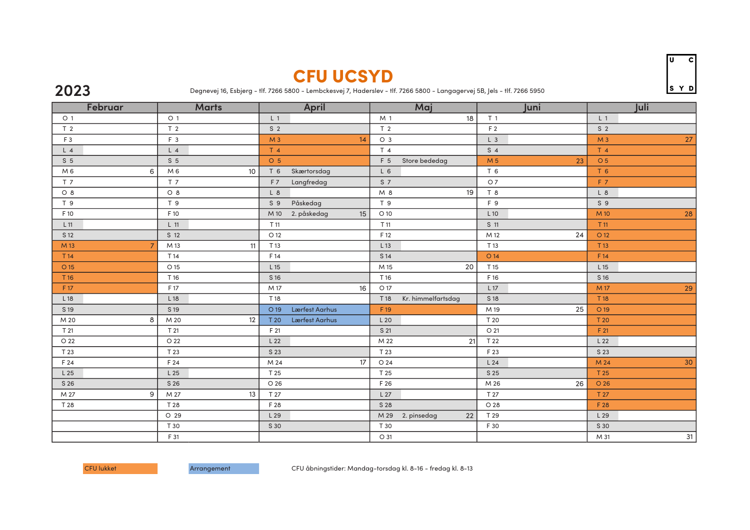# CFU UCSYD

## 2023

Degnevej 16, Esbjerg - tlf. 7266 5800 - Lembckesvej 7, Haderslev - tlf. 7266 5800 - Langagervej 5B, Jels - tlf. 7266 5950

U C S Y D

| Februar | Marts | April | Maj | Juni | Juli |
|---|---|---|---|---|---|
| O 1 | O 1 | L 1 | M 1 18 | T 1 | L 1 |
| T 2 | T 2 | S 2 | T 2 | F 2 | S 2 |
| F 3 | F 3 | M 3 14 | O 3 | L 3 | M 3 27 |
| L 4 | L 4 | T 4 | T 4 | S 4 | T 4 |
| S 5 | S 5 | O 5 | F 5 Store bededag | M 5 23 | O 5 |
| M 6 6 | M 6 10 | T 6 Skærtorsdag | L 6 | T 6 | T 6 |
| T 7 | T 7 | F 7 Langfredag | S 7 | O 7 | F 7 |
| O 8 | O 8 | L 8 | M 8 19 | T 8 | L 8 |
| T 9 | T 9 | S 9 Påskedag | T 9 | F 9 | S 9 |
| F 10 | F 10 | M 10 2. påskedag 15 | O 10 | L 10 | M 10 28 |
| L 11 | L 11 | T 11 | T 11 | S 11 | T 11 |
| S 12 | S 12 | O 12 | F 12 | M 12 24 | O 12 |
| M 13 7 | M 13 11 | T 13 | L 13 | T 13 | T 13 |
| T 14 | T 14 | F 14 | S 14 | O 14 | F 14 |
| O 15 | O 15 | L 15 | M 15 20 | T 15 | L 15 |
| T 16 | T 16 | S 16 | T 16 | F 16 | S 16 |
| F 17 | F 17 | M 17 16 | O 17 | L 17 | M 17 29 |
| L 18 | L 18 | T 18 | T 18 Kr. himmelfartsdag | S 18 | T 18 |
| S 19 | S 19 | O 19 Lærfest Aarhus | F 19 | M 19 25 | O 19 |
| M 20 8 | M 20 12 | T 20 Lærfest Aarhus | L 20 | T 20 | T 20 |
| T 21 | T 21 | F 21 | S 21 | O 21 | F 21 |
| O 22 | O 22 | L 22 | M 22 21 | T 22 | L 22 |
| T 23 | T 23 | S 23 | T 23 | F 23 | S 23 |
| F 24 | F 24 | M 24 17 | O 24 | L 24 | M 24 30 |
| L 25 | L 25 | T 25 | T 25 | S 25 | T 25 |
| S 26 | S 26 | O 26 | F 26 | M 26 26 | O 26 |
| M 27 9 | M 27 13 | T 27 | L 27 | T 27 | T 27 |
| T 28 | T 28 | F 28 | S 28 | O 28 | F 28 |
| | O 29 | L 29 | M 29 2. pinsedag 22 | T 29 | L 29 |
| | T 30 | S 30 | T 30 | F 30 | S 30 |
| | F 31 | | O 31 | | M 31 31 |

CFU lukket

Arrangement

CFU åbningstider: Mandag-torsdag kl. 8-16 - fredag kl. 8-13